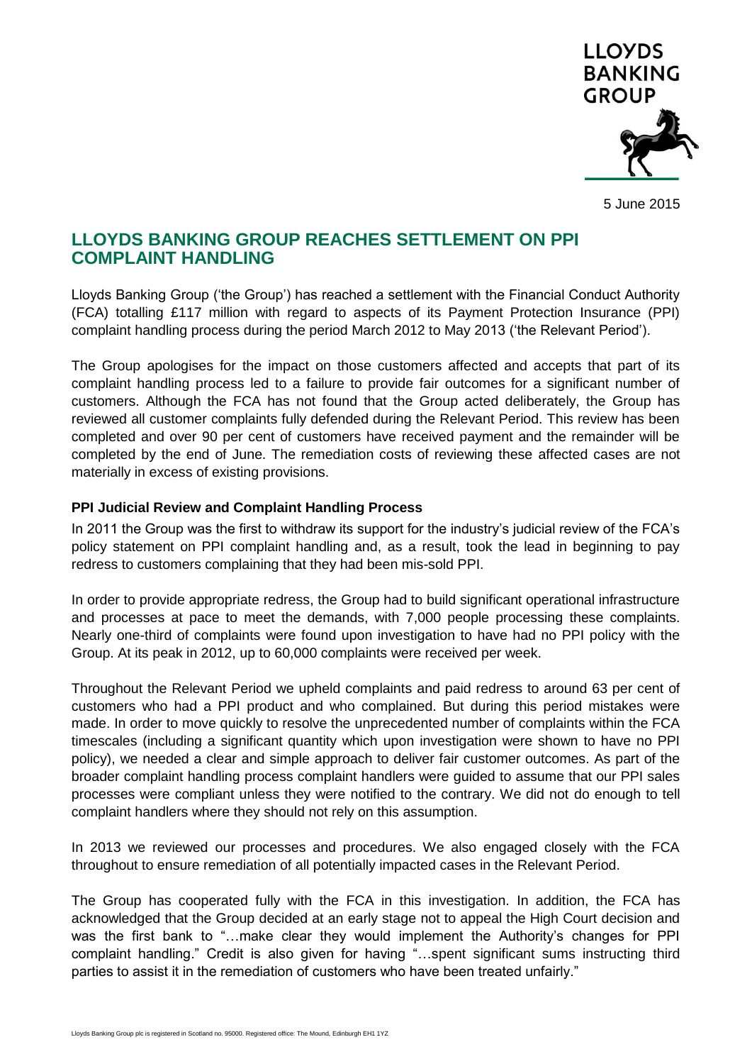LLOYDS BANKING GROUP

5 June 2015

# LLOYDS BANKING GROUP REACHES SETTLEMENT ON PPI COMPLAINT HANDLING

Lloyds Banking Group ('the Group') has reached a settlement with the Financial Conduct Authority (FCA) totalling £117 million with regard to aspects of its Payment Protection Insurance (PPI) complaint handling process during the period March 2012 to May 2013 ('the Relevant Period').

The Group apologises for the impact on those customers affected and accepts that part of its complaint handling process led to a failure to provide fair outcomes for a significant number of customers. Although the FCA has not found that the Group acted deliberately, the Group has reviewed all customer complaints fully defended during the Relevant Period. This review has been completed and over 90 per cent of customers have received payment and the remainder will be completed by the end of June. The remediation costs of reviewing these affected cases are not materially in excess of existing provisions.

**PPI Judicial Review and Complaint Handling Process**

In 2011 the Group was the first to withdraw its support for the industry's judicial review of the FCA's policy statement on PPI complaint handling and, as a result, took the lead in beginning to pay redress to customers complaining that they had been mis-sold PPI.

In order to provide appropriate redress, the Group had to build significant operational infrastructure and processes at pace to meet the demands, with 7,000 people processing these complaints. Nearly one-third of complaints were found upon investigation to have had no PPI policy with the Group. At its peak in 2012, up to 60,000 complaints were received per week.

Throughout the Relevant Period we upheld complaints and paid redress to around 63 per cent of customers who had a PPI product and who complained. But during this period mistakes were made. In order to move quickly to resolve the unprecedented number of complaints within the FCA timescales (including a significant quantity which upon investigation were shown to have no PPI policy), we needed a clear and simple approach to deliver fair customer outcomes. As part of the broader complaint handling process complaint handlers were guided to assume that our PPI sales processes were compliant unless they were notified to the contrary. We did not do enough to tell complaint handlers where they should not rely on this assumption.

In 2013 we reviewed our processes and procedures. We also engaged closely with the FCA throughout to ensure remediation of all potentially impacted cases in the Relevant Period.

The Group has cooperated fully with the FCA in this investigation. In addition, the FCA has acknowledged that the Group decided at an early stage not to appeal the High Court decision and was the first bank to "…make clear they would implement the Authority's changes for PPI complaint handling." Credit is also given for having "…spent significant sums instructing third parties to assist it in the remediation of customers who have been treated unfairly."

Lloyds Banking Group plc is registered in Scotland no. 95000. Registered office: The Mound, Edinburgh EH1 1YZ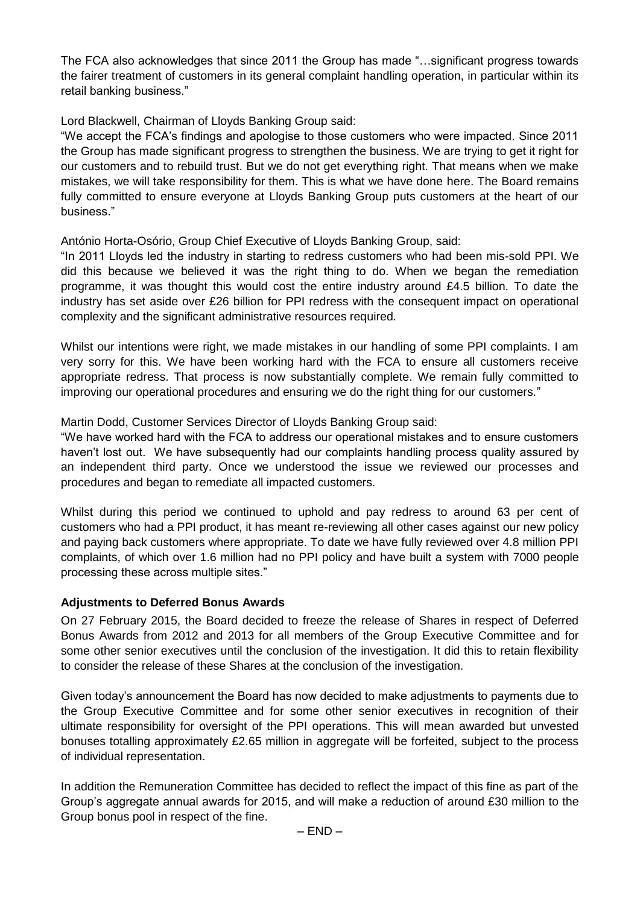The FCA also acknowledges that since 2011 the Group has made "…significant progress towards the fairer treatment of customers in its general complaint handling operation, in particular within its retail banking business."

Lord Blackwell, Chairman of Lloyds Banking Group said:
"We accept the FCA's findings and apologise to those customers who were impacted. Since 2011 the Group has made significant progress to strengthen the business. We are trying to get it right for our customers and to rebuild trust. But we do not get everything right. That means when we make mistakes, we will take responsibility for them. This is what we have done here. The Board remains fully committed to ensure everyone at Lloyds Banking Group puts customers at the heart of our business."

António Horta-Osório, Group Chief Executive of Lloyds Banking Group, said:
"In 2011 Lloyds led the industry in starting to redress customers who had been mis-sold PPI. We did this because we believed it was the right thing to do. When we began the remediation programme, it was thought this would cost the entire industry around £4.5 billion. To date the industry has set aside over £26 billion for PPI redress with the consequent impact on operational complexity and the significant administrative resources required.

Whilst our intentions were right, we made mistakes in our handling of some PPI complaints. I am very sorry for this. We have been working hard with the FCA to ensure all customers receive appropriate redress. That process is now substantially complete. We remain fully committed to improving our operational procedures and ensuring we do the right thing for our customers."

Martin Dodd, Customer Services Director of Lloyds Banking Group said:
"We have worked hard with the FCA to address our operational mistakes and to ensure customers haven't lost out. We have subsequently had our complaints handling process quality assured by an independent third party. Once we understood the issue we reviewed our processes and procedures and began to remediate all impacted customers.

Whilst during this period we continued to uphold and pay redress to around 63 per cent of customers who had a PPI product, it has meant re-reviewing all other cases against our new policy and paying back customers where appropriate. To date we have fully reviewed over 4.8 million PPI complaints, of which over 1.6 million had no PPI policy and have built a system with 7000 people processing these across multiple sites."

**Adjustments to Deferred Bonus Awards**

On 27 February 2015, the Board decided to freeze the release of Shares in respect of Deferred Bonus Awards from 2012 and 2013 for all members of the Group Executive Committee and for some other senior executives until the conclusion of the investigation. It did this to retain flexibility to consider the release of these Shares at the conclusion of the investigation.

Given today's announcement the Board has now decided to make adjustments to payments due to the Group Executive Committee and for some other senior executives in recognition of their ultimate responsibility for oversight of the PPI operations. This will mean awarded but unvested bonuses totalling approximately £2.65 million in aggregate will be forfeited, subject to the process of individual representation.

In addition the Remuneration Committee has decided to reflect the impact of this fine as part of the Group's aggregate annual awards for 2015, and will make a reduction of around £30 million to the Group bonus pool in respect of the fine.

– END –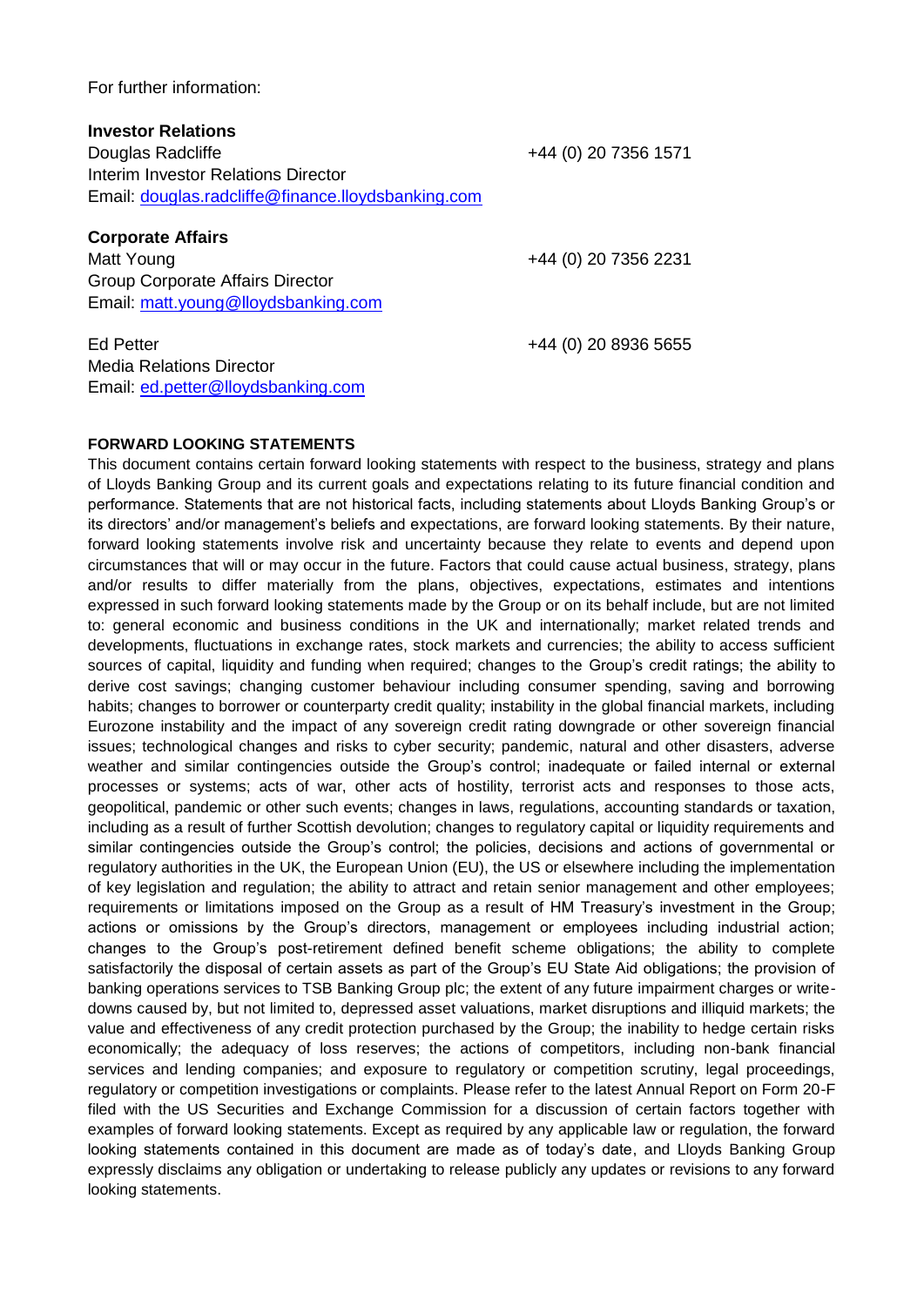For further information:

**Investor Relations**

Douglas Radcliffe +44 (0) 20 7356 1571
Interim Investor Relations Director
Email: douglas.radcliffe@finance.lloydsbanking.com

**Corporate Affairs**

Matt Young +44 (0) 20 7356 2231
Group Corporate Affairs Director
Email: matt.young@lloydsbanking.com

Ed Petter +44 (0) 20 8936 5655
Media Relations Director
Email: ed.petter@lloydsbanking.com

**FORWARD LOOKING STATEMENTS**

This document contains certain forward looking statements with respect to the business, strategy and plans of Lloyds Banking Group and its current goals and expectations relating to its future financial condition and performance. Statements that are not historical facts, including statements about Lloyds Banking Group's or its directors' and/or management's beliefs and expectations, are forward looking statements. By their nature, forward looking statements involve risk and uncertainty because they relate to events and depend upon circumstances that will or may occur in the future. Factors that could cause actual business, strategy, plans and/or results to differ materially from the plans, objectives, expectations, estimates and intentions expressed in such forward looking statements made by the Group or on its behalf include, but are not limited to: general economic and business conditions in the UK and internationally; market related trends and developments, fluctuations in exchange rates, stock markets and currencies; the ability to access sufficient sources of capital, liquidity and funding when required; changes to the Group's credit ratings; the ability to derive cost savings; changing customer behaviour including consumer spending, saving and borrowing habits; changes to borrower or counterparty credit quality; instability in the global financial markets, including Eurozone instability and the impact of any sovereign credit rating downgrade or other sovereign financial issues; technological changes and risks to cyber security; pandemic, natural and other disasters, adverse weather and similar contingencies outside the Group's control; inadequate or failed internal or external processes or systems; acts of war, other acts of hostility, terrorist acts and responses to those acts, geopolitical, pandemic or other such events; changes in laws, regulations, accounting standards or taxation, including as a result of further Scottish devolution; changes to regulatory capital or liquidity requirements and similar contingencies outside the Group's control; the policies, decisions and actions of governmental or regulatory authorities in the UK, the European Union (EU), the US or elsewhere including the implementation of key legislation and regulation; the ability to attract and retain senior management and other employees; requirements or limitations imposed on the Group as a result of HM Treasury's investment in the Group; actions or omissions by the Group's directors, management or employees including industrial action; changes to the Group's post-retirement defined benefit scheme obligations; the ability to complete satisfactorily the disposal of certain assets as part of the Group's EU State Aid obligations; the provision of banking operations services to TSB Banking Group plc; the extent of any future impairment charges or write-downs caused by, but not limited to, depressed asset valuations, market disruptions and illiquid markets; the value and effectiveness of any credit protection purchased by the Group; the inability to hedge certain risks economically; the adequacy of loss reserves; the actions of competitors, including non-bank financial services and lending companies; and exposure to regulatory or competition scrutiny, legal proceedings, regulatory or competition investigations or complaints. Please refer to the latest Annual Report on Form 20-F filed with the US Securities and Exchange Commission for a discussion of certain factors together with examples of forward looking statements. Except as required by any applicable law or regulation, the forward looking statements contained in this document are made as of today's date, and Lloyds Banking Group expressly disclaims any obligation or undertaking to release publicly any updates or revisions to any forward looking statements.